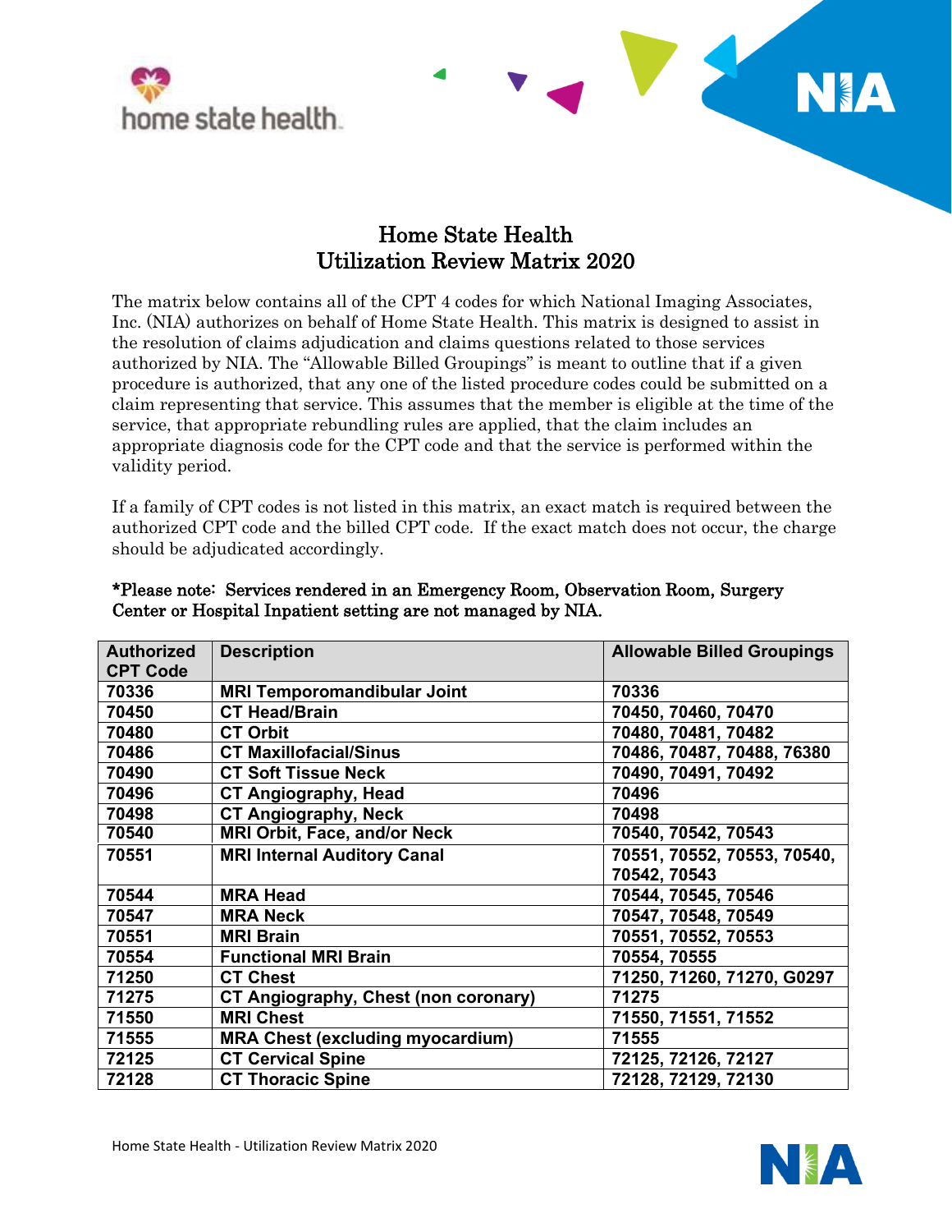# Home State Health
# Utilization Review Matrix 2020

The matrix below contains all of the CPT 4 codes for which National Imaging Associates, Inc. (NIA) authorizes on behalf of Home State Health. This matrix is designed to assist in the resolution of claims adjudication and claims questions related to those services authorized by NIA. The "Allowable Billed Groupings" is meant to outline that if a given procedure is authorized, that any one of the listed procedure codes could be submitted on a claim representing that service. This assumes that the member is eligible at the time of the service, that appropriate rebundling rules are applied, that the claim includes an appropriate diagnosis code for the CPT code and that the service is performed within the validity period.

If a family of CPT codes is not listed in this matrix, an exact match is required between the authorized CPT code and the billed CPT code. If the exact match does not occur, the charge should be adjudicated accordingly.

**\*Please note: Services rendered in an Emergency Room, Observation Room, Surgery Center or Hospital Inpatient setting are not managed by NIA.**

| Authorized CPT Code | Description | Allowable Billed Groupings |
|---|---|---|
| 70336 | MRI Temporomandibular Joint | 70336 |
| 70450 | CT Head/Brain | 70450, 70460, 70470 |
| 70480 | CT Orbit | 70480, 70481, 70482 |
| 70486 | CT Maxillofacial/Sinus | 70486, 70487, 70488, 76380 |
| 70490 | CT Soft Tissue Neck | 70490, 70491, 70492 |
| 70496 | CT Angiography, Head | 70496 |
| 70498 | CT Angiography, Neck | 70498 |
| 70540 | MRI Orbit, Face, and/or Neck | 70540, 70542, 70543 |
| 70551 | MRI Internal Auditory Canal | 70551, 70552, 70553, 70540, 70542, 70543 |
| 70544 | MRA Head | 70544, 70545, 70546 |
| 70547 | MRA Neck | 70547, 70548, 70549 |
| 70551 | MRI Brain | 70551, 70552, 70553 |
| 70554 | Functional MRI Brain | 70554, 70555 |
| 71250 | CT Chest | 71250, 71260, 71270, G0297 |
| 71275 | CT Angiography, Chest (non coronary) | 71275 |
| 71550 | MRI Chest | 71550, 71551, 71552 |
| 71555 | MRA Chest (excluding myocardium) | 71555 |
| 72125 | CT Cervical Spine | 72125, 72126, 72127 |
| 72128 | CT Thoracic Spine | 72128, 72129, 72130 |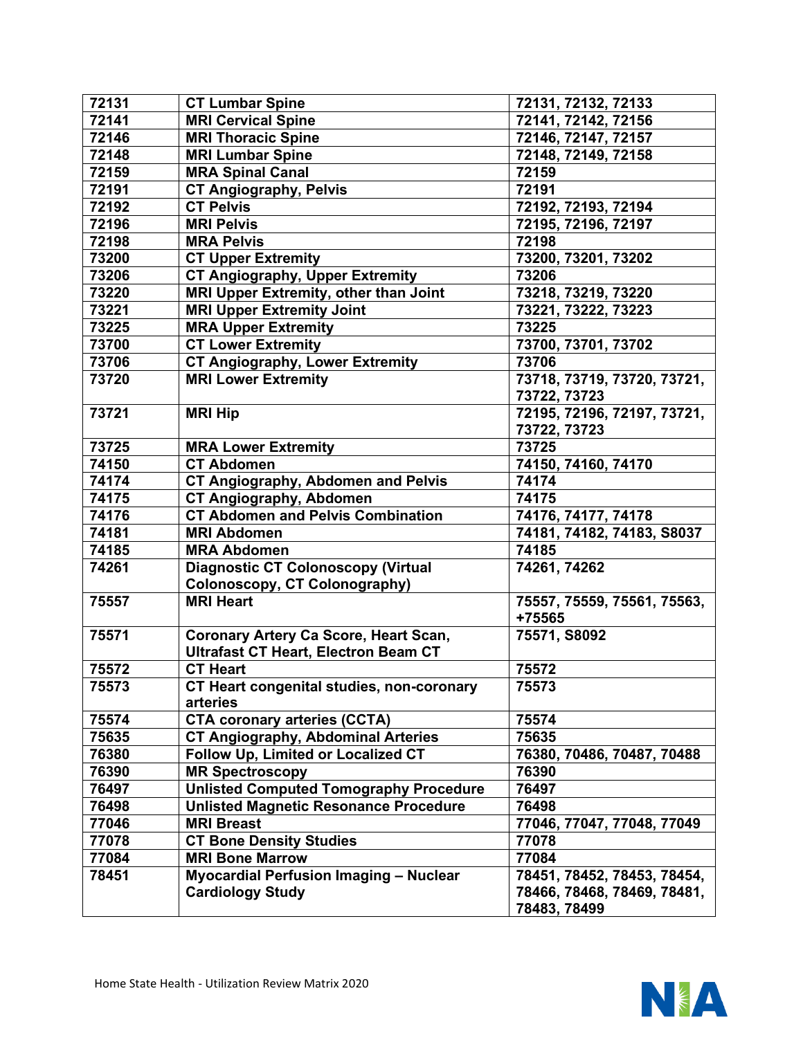| 72131 | CT Lumbar Spine | 72131, 72132, 72133 |
|---|---|---|
| 72141 | MRI Cervical Spine | 72141, 72142, 72156 |
| 72146 | MRI Thoracic Spine | 72146, 72147, 72157 |
| 72148 | MRI Lumbar Spine | 72148, 72149, 72158 |
| 72159 | MRA Spinal Canal | 72159 |
| 72191 | CT Angiography, Pelvis | 72191 |
| 72192 | CT Pelvis | 72192, 72193, 72194 |
| 72196 | MRI Pelvis | 72195, 72196, 72197 |
| 72198 | MRA Pelvis | 72198 |
| 73200 | CT Upper Extremity | 73200, 73201, 73202 |
| 73206 | CT Angiography, Upper Extremity | 73206 |
| 73220 | MRI Upper Extremity, other than Joint | 73218, 73219, 73220 |
| 73221 | MRI Upper Extremity Joint | 73221, 73222, 73223 |
| 73225 | MRA Upper Extremity | 73225 |
| 73700 | CT Lower Extremity | 73700, 73701, 73702 |
| 73706 | CT Angiography, Lower Extremity | 73706 |
| 73720 | MRI Lower Extremity | 73718, 73719, 73720, 73721, 73722, 73723 |
| 73721 | MRI Hip | 72195, 72196, 72197, 73721, 73722, 73723 |
| 73725 | MRA Lower Extremity | 73725 |
| 74150 | CT Abdomen | 74150, 74160, 74170 |
| 74174 | CT Angiography, Abdomen and Pelvis | 74174 |
| 74175 | CT Angiography, Abdomen | 74175 |
| 74176 | CT Abdomen and Pelvis Combination | 74176, 74177, 74178 |
| 74181 | MRI Abdomen | 74181, 74182, 74183, S8037 |
| 74185 | MRA Abdomen | 74185 |
| 74261 | Diagnostic CT Colonoscopy (Virtual Colonoscopy, CT Colonography) | 74261, 74262 |
| 75557 | MRI Heart | 75557, 75559, 75561, 75563, +75565 |
| 75571 | Coronary Artery Ca Score, Heart Scan, Ultrafast CT Heart, Electron Beam CT | 75571, S8092 |
| 75572 | CT Heart | 75572 |
| 75573 | CT Heart congenital studies, non-coronary arteries | 75573 |
| 75574 | CTA coronary arteries (CCTA) | 75574 |
| 75635 | CT Angiography, Abdominal Arteries | 75635 |
| 76380 | Follow Up, Limited or Localized CT | 76380, 70486, 70487, 70488 |
| 76390 | MR Spectroscopy | 76390 |
| 76497 | Unlisted Computed Tomography Procedure | 76497 |
| 76498 | Unlisted Magnetic Resonance Procedure | 76498 |
| 77046 | MRI Breast | 77046, 77047, 77048, 77049 |
| 77078 | CT Bone Density Studies | 77078 |
| 77084 | MRI Bone Marrow | 77084 |
| 78451 | Myocardial Perfusion Imaging – Nuclear Cardiology Study | 78451, 78452, 78453, 78454, 78466, 78468, 78469, 78481, 78483, 78499 |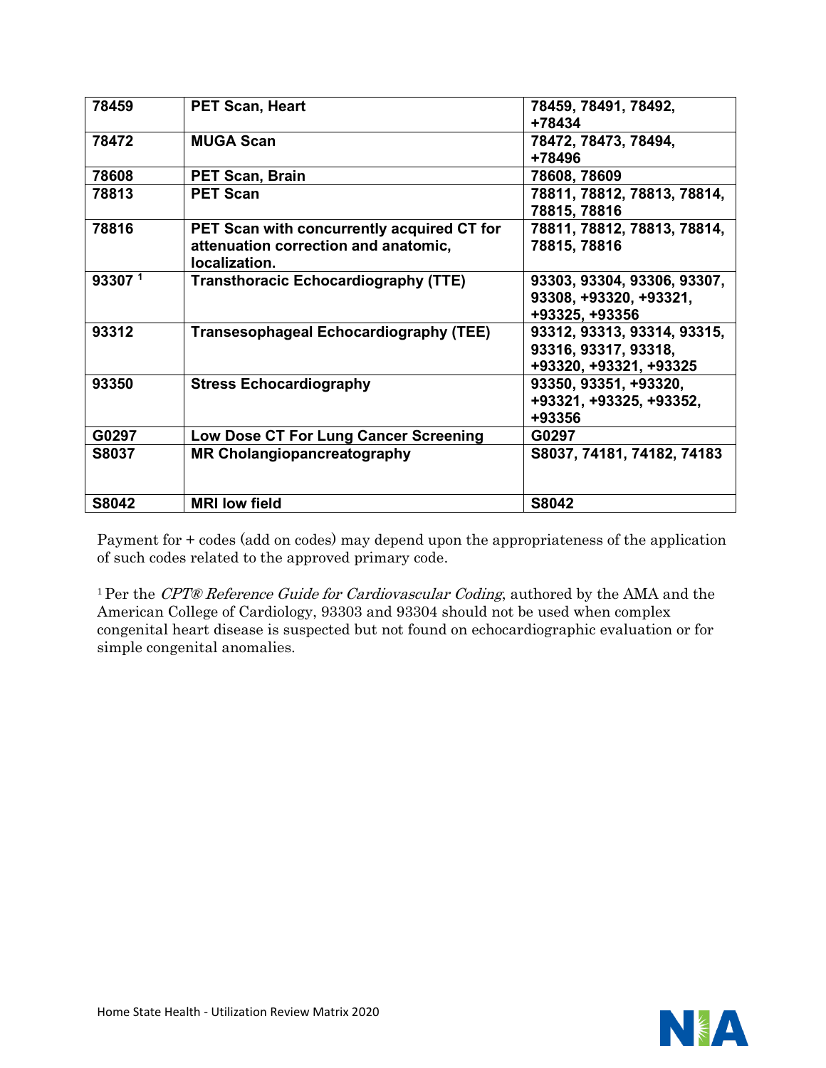| | | |
|---|---|---|
| **78459** | **PET Scan, Heart** | **78459, 78491, 78492, +78434** |
| **78472** | **MUGA Scan** | **78472, 78473, 78494, +78496** |
| **78608** | **PET Scan, Brain** | **78608, 78609** |
| **78813** | **PET Scan** | **78811, 78812, 78813, 78814, 78815, 78816** |
| **78816** | **PET Scan with concurrently acquired CT for attenuation correction and anatomic, localization.** | **78811, 78812, 78813, 78814, 78815, 78816** |
| **93307** [1] | **Transthoracic Echocardiography (TTE)** | **93303, 93304, 93306, 93307, 93308, +93320, +93321, +93325, +93356** |
| **93312** | **Transesophageal Echocardiography (TEE)** | **93312, 93313, 93314, 93315, 93316, 93317, 93318, +93320, +93321, +93325** |
| **93350** | **Stress Echocardiography** | **93350, 93351, +93320, +93321, +93325, +93352, +93356** |
| **G0297** | **Low Dose CT For Lung Cancer Screening** | **G0297** |
| **S8037** | **MR Cholangiopancreatography** | **S8037, 74181, 74182, 74183** |
| **S8042** | **MRI low field** | **S8042** |

Payment for + codes (add on codes) may depend upon the appropriateness of the application of such codes related to the approved primary code.

[1] Per the *CPT® Reference Guide for Cardiovascular Coding*, authored by the AMA and the American College of Cardiology, 93303 and 93304 should not be used when complex congenital heart disease is suspected but not found on echocardiographic evaluation or for simple congenital anomalies.